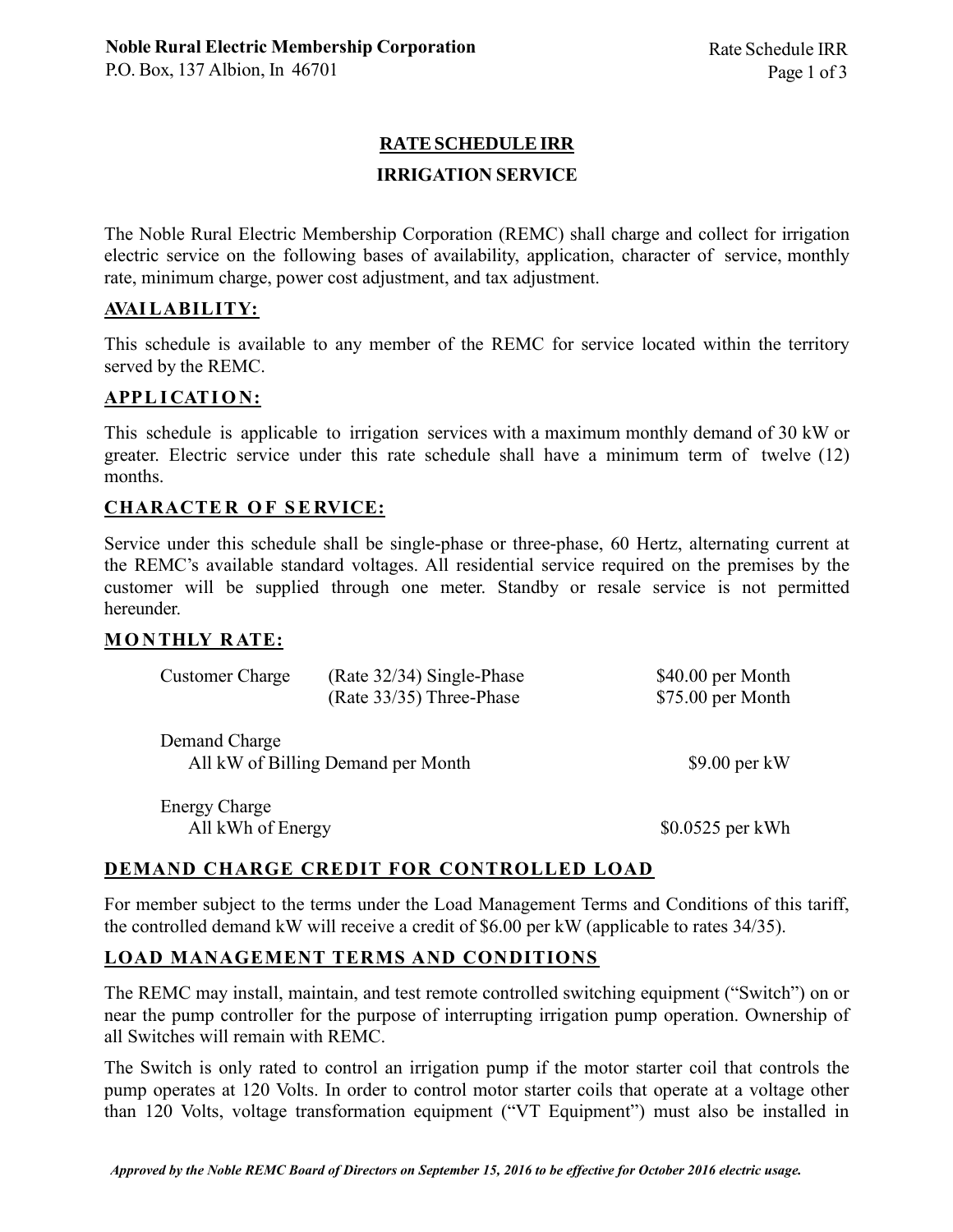**Noble Rural Electric Membership Corporation**
P.O. Box, 137 Albion, In 46701

# RATE SCHEDULE IRR

## IRRIGATION SERVICE

The Noble Rural Electric Membership Corporation (REMC) shall charge and collect for irrigation electric service on the following bases of availability, application, character of service, monthly rate, minimum charge, power cost adjustment, and tax adjustment.

### AVAILABILITY:

This schedule is available to any member of the REMC for service located within the territory served by the REMC.

### APPLICATION:

This schedule is applicable to irrigation services with a maximum monthly demand of 30 kW or greater. Electric service under this rate schedule shall have a minimum term of twelve (12) months.

### CHARACTER OF SERVICE:

Service under this schedule shall be single-phase or three-phase, 60 Hertz, alternating current at the REMC's available standard voltages. All residential service required on the premises by the customer will be supplied through one meter. Standby or resale service is not permitted hereunder.

### MONTHLY RATE:

| | | |
|---|---|---|
| Customer Charge | (Rate 32/34) Single-Phase | $40.00 per Month |
| | (Rate 33/35) Three-Phase | $75.00 per Month |
| Demand Charge | | |
| All kW of Billing Demand per Month | | $9.00 per kW |
| Energy Charge | | |
| All kWh of Energy | | $0.0525 per kWh |

### DEMAND CHARGE CREDIT FOR CONTROLLED LOAD

For member subject to the terms under the Load Management Terms and Conditions of this tariff, the controlled demand kW will receive a credit of $6.00 per kW (applicable to rates 34/35).

### LOAD MANAGEMENT TERMS AND CONDITIONS

The REMC may install, maintain, and test remote controlled switching equipment ("Switch") on or near the pump controller for the purpose of interrupting irrigation pump operation. Ownership of all Switches will remain with REMC.

The Switch is only rated to control an irrigation pump if the motor starter coil that controls the pump operates at 120 Volts. In order to control motor starter coils that operate at a voltage other than 120 Volts, voltage transformation equipment ("VT Equipment") must also be installed in

*Approved by the Noble REMC Board of Directors on September 15, 2016 to be effective for October 2016 electric usage.*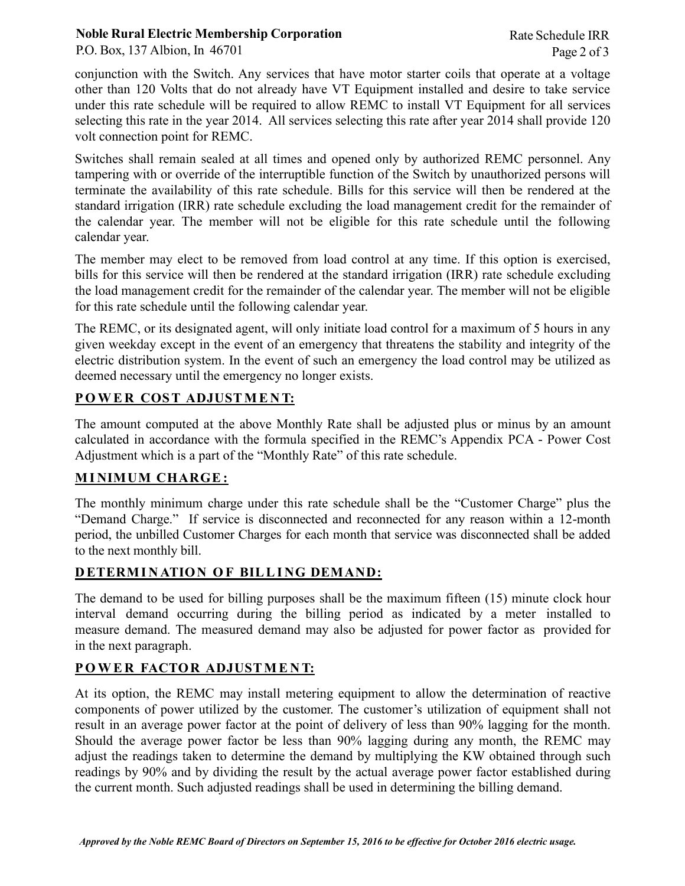conjunction with the Switch. Any services that have motor starter coils that operate at a voltage other than 120 Volts that do not already have VT Equipment installed and desire to take service under this rate schedule will be required to allow REMC to install VT Equipment for all services selecting this rate in the year 2014. All services selecting this rate after year 2014 shall provide 120 volt connection point for REMC.

Switches shall remain sealed at all times and opened only by authorized REMC personnel. Any tampering with or override of the interruptible function of the Switch by unauthorized persons will terminate the availability of this rate schedule. Bills for this service will then be rendered at the standard irrigation (IRR) rate schedule excluding the load management credit for the remainder of the calendar year. The member will not be eligible for this rate schedule until the following calendar year.

The member may elect to be removed from load control at any time. If this option is exercised, bills for this service will then be rendered at the standard irrigation (IRR) rate schedule excluding the load management credit for the remainder of the calendar year. The member will not be eligible for this rate schedule until the following calendar year.

The REMC, or its designated agent, will only initiate load control for a maximum of 5 hours in any given weekday except in the event of an emergency that threatens the stability and integrity of the electric distribution system. In the event of such an emergency the load control may be utilized as deemed necessary until the emergency no longer exists.

## POWER COST ADJUSTMENT:

The amount computed at the above Monthly Rate shall be adjusted plus or minus by an amount calculated in accordance with the formula specified in the REMC's Appendix PCA - Power Cost Adjustment which is a part of the "Monthly Rate" of this rate schedule.

## MINIMUM CHARGE:

The monthly minimum charge under this rate schedule shall be the "Customer Charge" plus the "Demand Charge." If service is disconnected and reconnected for any reason within a 12-month period, the unbilled Customer Charges for each month that service was disconnected shall be added to the next monthly bill.

## DETERMINATION OF BILLING DEMAND:

The demand to be used for billing purposes shall be the maximum fifteen (15) minute clock hour interval demand occurring during the billing period as indicated by a meter installed to measure demand. The measured demand may also be adjusted for power factor as provided for in the next paragraph.

## POWER FACTOR ADJUSTMENT:

At its option, the REMC may install metering equipment to allow the determination of reactive components of power utilized by the customer. The customer's utilization of equipment shall not result in an average power factor at the point of delivery of less than 90% lagging for the month. Should the average power factor be less than 90% lagging during any month, the REMC may adjust the readings taken to determine the demand by multiplying the KW obtained through such readings by 90% and by dividing the result by the actual average power factor established during the current month. Such adjusted readings shall be used in determining the billing demand.

*Approved by the Noble REMC Board of Directors on September 15, 2016 to be effective for October 2016 electric usage.*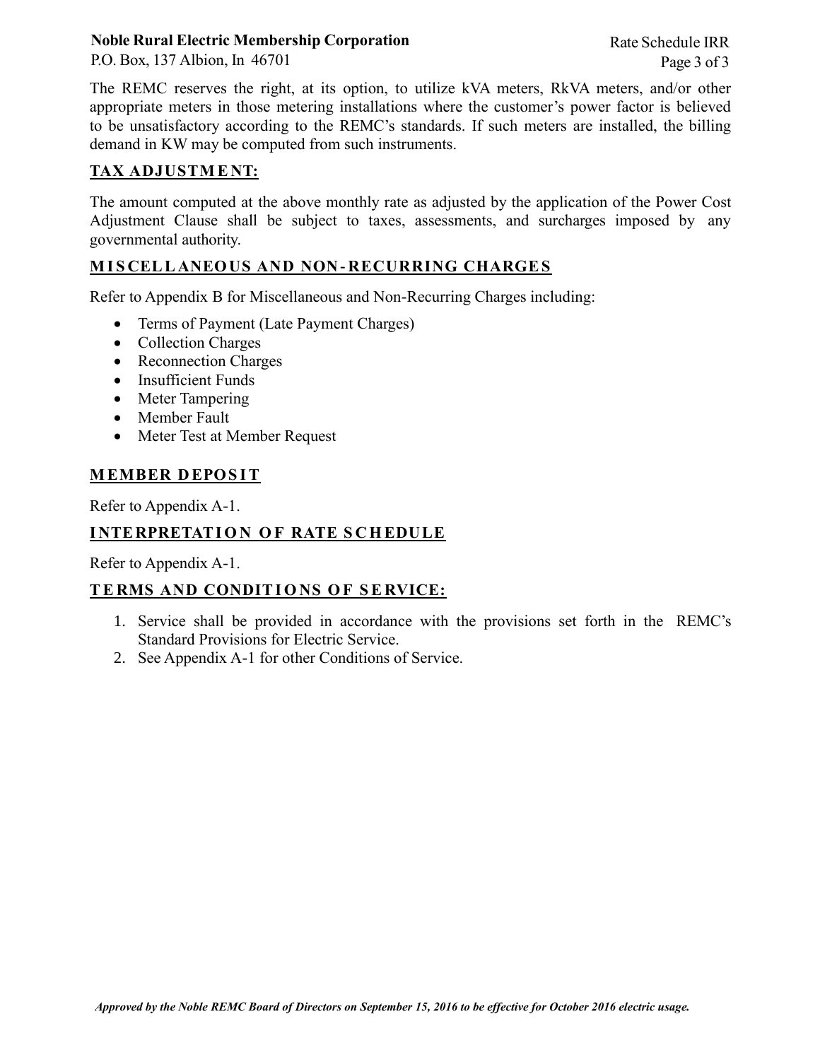The REMC reserves the right, at its option, to utilize kVA meters, RkVA meters, and/or other appropriate meters in those metering installations where the customer's power factor is believed to be unsatisfactory according to the REMC's standards. If such meters are installed, the billing demand in KW may be computed from such instruments.

## TAX ADJUSTMENT:

The amount computed at the above monthly rate as adjusted by the application of the Power Cost Adjustment Clause shall be subject to taxes, assessments, and surcharges imposed by any governmental authority.

## MISCELLANEOUS AND NON-RECURRING CHARGES

Refer to Appendix B for Miscellaneous and Non-Recurring Charges including:

- Terms of Payment (Late Payment Charges)
- Collection Charges
- Reconnection Charges
- Insufficient Funds
- Meter Tampering
- Member Fault
- Meter Test at Member Request

## MEMBER DEPOSIT

Refer to Appendix A-1.

## INTERPRETATION OF RATE SCHEDULE

Refer to Appendix A-1.

## TERMS AND CONDITIONS OF SERVICE:

1. Service shall be provided in accordance with the provisions set forth in the REMC's Standard Provisions for Electric Service.
2. See Appendix A-1 for other Conditions of Service.

*Approved by the Noble REMC Board of Directors on September 15, 2016 to be effective for October 2016 electric usage.*